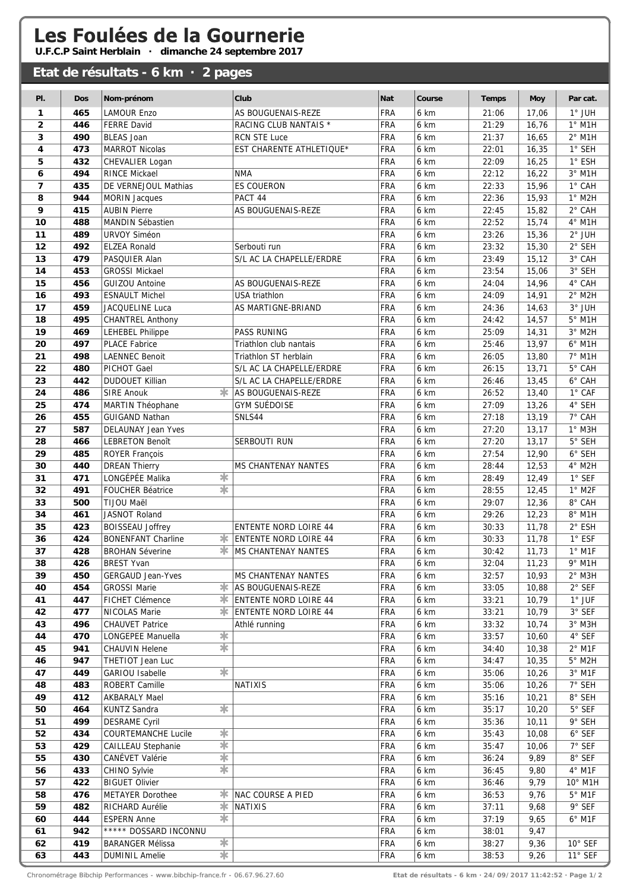# Les Foulées de la Gournerie

**U.F.C.P Saint Herblain · dimanche 24 septembre 2017**

## Etat de résultats - 6 km · 2 pages

| Pl. | Dos | Nom-prénom | Club | Nat | Course | Temps | Moy | Par cat. |
|---|---|---|---|---|---|---|---|---|
| 1 | 465 | LAMOUR Enzo | AS BOUGUENAIS-REZE | FRA | 6 km | 21:06 | 17,06 | 1° JUH |
| 2 | 446 | FERRE David | RACING CLUB NANTAIS * | FRA | 6 km | 21:29 | 16,76 | 1° M1H |
| 3 | 490 | BLEAS Joan | RCN STE Luce | FRA | 6 km | 21:37 | 16,65 | 2° M1H |
| 4 | 473 | MARROT Nicolas | EST CHARENTE ATHLETIQUE* | FRA | 6 km | 22:01 | 16,35 | 1° SEH |
| 5 | 432 | CHEVALIER Logan | | FRA | 6 km | 22:09 | 16,25 | 1° ESH |
| 6 | 494 | RINCE Mickael | NMA | FRA | 6 km | 22:12 | 16,22 | 3° M1H |
| 7 | 435 | DE VERNEJOUL Mathias | ES COUERON | FRA | 6 km | 22:33 | 15,96 | 1° CAH |
| 8 | 944 | MORIN Jacques | PACT 44 | FRA | 6 km | 22:36 | 15,93 | 1° M2H |
| 9 | 415 | AUBIN Pierre | AS BOUGUENAIS-REZE | FRA | 6 km | 22:45 | 15,82 | 2° CAH |
| 10 | 488 | MANDIN Sébastien | | FRA | 6 km | 22:52 | 15,74 | 4° M1H |
| 11 | 489 | URVOY Siméon | | FRA | 6 km | 23:26 | 15,36 | 2° JUH |
| 12 | 492 | ELZEA Ronald | Serbouti run | FRA | 6 km | 23:32 | 15,30 | 2° SEH |
| 13 | 479 | PASQUIER Alan | S/L AC LA CHAPELLE/ERDRE | FRA | 6 km | 23:49 | 15,12 | 3° CAH |
| 14 | 453 | GROSSI Mickael | | FRA | 6 km | 23:54 | 15,06 | 3° SEH |
| 15 | 456 | GUIZOU Antoine | AS BOUGUENAIS-REZE | FRA | 6 km | 24:04 | 14,96 | 4° CAH |
| 16 | 493 | ESNAULT Michel | USA triathlon | FRA | 6 km | 24:09 | 14,91 | 2° M2H |
| 17 | 459 | JACQUELINE Luca | AS MARTIGNE-BRIAND | FRA | 6 km | 24:36 | 14,63 | 3° JUH |
| 18 | 495 | CHANTREL Anthony | | FRA | 6 km | 24:42 | 14,57 | 5° M1H |
| 19 | 469 | LEHEBEL Philippe | PASS RUNING | FRA | 6 km | 25:09 | 14,31 | 3° M2H |
| 20 | 497 | PLACE Fabrice | Triathlon club nantais | FRA | 6 km | 25:46 | 13,97 | 6° M1H |
| 21 | 498 | LAENNEC Benoit | Triathlon ST herblain | FRA | 6 km | 26:05 | 13,80 | 7° M1H |
| 22 | 480 | PICHOT Gael | S/L AC LA CHAPELLE/ERDRE | FRA | 6 km | 26:15 | 13,71 | 5° CAH |
| 23 | 442 | DUDOUET Killian | S/L AC LA CHAPELLE/ERDRE | FRA | 6 km | 26:46 | 13,45 | 6° CAH |
| 24 | 486 | SIRE Anouk * | AS BOUGUENAIS-REZE | FRA | 6 km | 26:52 | 13,40 | 1° CAF |
| 25 | 474 | MARTIN Théophane | GYM SUÉDOISE | FRA | 6 km | 27:09 | 13,26 | 4° SEH |
| 26 | 455 | GUIGAND Nathan | SNLS44 | FRA | 6 km | 27:18 | 13,19 | 7° CAH |
| 27 | 587 | DELAUNAY Jean Yves | | FRA | 6 km | 27:20 | 13,17 | 1° M3H |
| 28 | 466 | LEBRETON Benoît | SERBOUTI RUN | FRA | 6 km | 27:20 | 13,17 | 5° SEH |
| 29 | 485 | ROYER François | | FRA | 6 km | 27:54 | 12,90 | 6° SEH |
| 30 | 440 | DREAN Thierry | MS CHANTENAY NANTES | FRA | 6 km | 28:44 | 12,53 | 4° M2H |
| 31 | 471 | LONGÉPÉE Malika * | | FRA | 6 km | 28:49 | 12,49 | 1° SEF |
| 32 | 491 | FOUCHER Béatrice * | | FRA | 6 km | 28:55 | 12,45 | 1° M2F |
| 33 | 500 | TIJOU Maël | | FRA | 6 km | 29:07 | 12,36 | 8° CAH |
| 34 | 461 | JASNOT Roland | | FRA | 6 km | 29:26 | 12,23 | 8° M1H |
| 35 | 423 | BOISSEAU Joffrey | ENTENTE NORD LOIRE 44 | FRA | 6 km | 30:33 | 11,78 | 2° ESH |
| 36 | 424 | BONENFANT Charline * | ENTENTE NORD LOIRE 44 | FRA | 6 km | 30:33 | 11,78 | 1° ESF |
| 37 | 428 | BROHAN Séverine * | MS CHANTENAY NANTES | FRA | 6 km | 30:42 | 11,73 | 1° M1F |
| 38 | 426 | BREST Yvan | | FRA | 6 km | 32:04 | 11,23 | 9° M1H |
| 39 | 450 | GERGAUD Jean-Yves | MS CHANTENAY NANTES | FRA | 6 km | 32:57 | 10,93 | 2° M3H |
| 40 | 454 | GROSSI Marie * | AS BOUGUENAIS-REZE | FRA | 6 km | 33:05 | 10,88 | 2° SEF |
| 41 | 447 | FICHET Clémence * | ENTENTE NORD LOIRE 44 | FRA | 6 km | 33:21 | 10,79 | 1° JUF |
| 42 | 477 | NICOLAS Marie * | ENTENTE NORD LOIRE 44 | FRA | 6 km | 33:21 | 10,79 | 3° SEF |
| 43 | 496 | CHAUVET Patrice | Athlé running | FRA | 6 km | 33:32 | 10,74 | 3° M3H |
| 44 | 470 | LONGEPEE Manuella * | | FRA | 6 km | 33:57 | 10,60 | 4° SEF |
| 45 | 941 | CHAUVIN Helene * | | FRA | 6 km | 34:40 | 10,38 | 2° M1F |
| 46 | 947 | THETIOT Jean Luc | | FRA | 6 km | 34:47 | 10,35 | 5° M2H |
| 47 | 449 | GARIOU Isabelle * | | FRA | 6 km | 35:06 | 10,26 | 3° M1F |
| 48 | 483 | ROBERT Camille | NATIXIS | FRA | 6 km | 35:06 | 10,26 | 7° SEH |
| 49 | 412 | AKBARALY Mael | | FRA | 6 km | 35:16 | 10,21 | 8° SEH |
| 50 | 464 | KUNTZ Sandra * | | FRA | 6 km | 35:17 | 10,20 | 5° SEF |
| 51 | 499 | DESRAME Cyril | | FRA | 6 km | 35:36 | 10,11 | 9° SEH |
| 52 | 434 | COURTEMANCHE Lucile * | | FRA | 6 km | 35:43 | 10,08 | 6° SEF |
| 53 | 429 | CAILLEAU Stephanie * | | FRA | 6 km | 35:47 | 10,06 | 7° SEF |
| 55 | 430 | CANÉVET Valérie * | | FRA | 6 km | 36:24 | 9,89 | 8° SEF |
| 56 | 433 | CHINO Sylvie * | | FRA | 6 km | 36:45 | 9,80 | 4° M1F |
| 57 | 422 | BIGUET Olivier | | FRA | 6 km | 36:46 | 9,79 | 10° M1H |
| 58 | 476 | METAYER Dorothee * | NAC COURSE A PIED | FRA | 6 km | 36:53 | 9,76 | 5° M1F |
| 59 | 482 | RICHARD Aurélie * | NATIXIS | FRA | 6 km | 37:11 | 9,68 | 9° SEF |
| 60 | 444 | ESPERN Anne * | | FRA | 6 km | 37:19 | 9,65 | 6° M1F |
| 61 | 942 | ***** DOSSARD INCONNU | | FRA | 6 km | 38:01 | 9,47 | |
| 62 | 419 | BARANGER Mélissa * | | FRA | 6 km | 38:27 | 9,36 | 10° SEF |
| 63 | 443 | DUMINIL Amelie * | | FRA | 6 km | 38:53 | 9,26 | 11° SEF |

Chronométrage Bibchip Performances - www.bibchip-france.fr - 06.67.96.27.60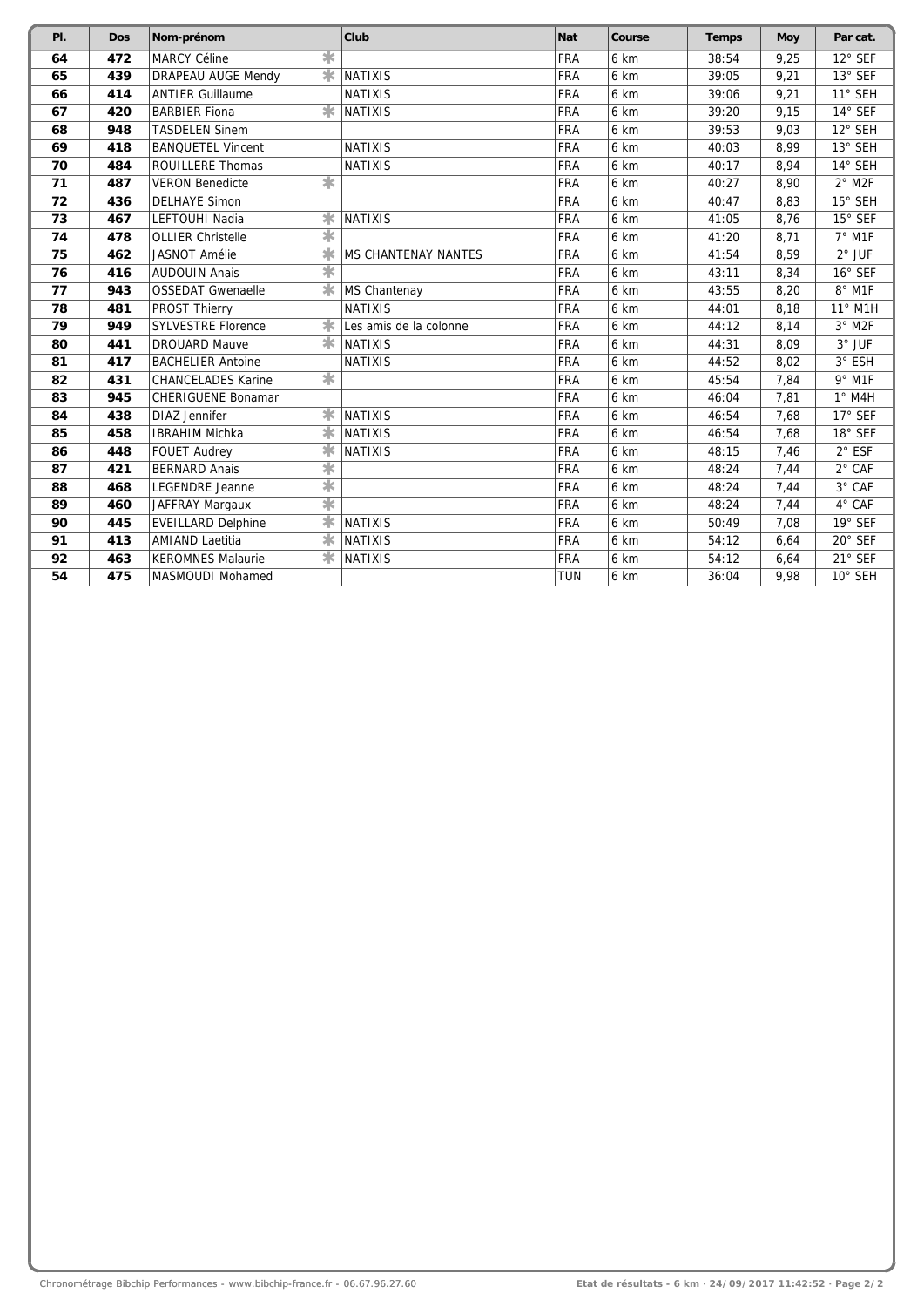| Pl. | Dos | Nom-prénom | Club | Nat | Course | Temps | Moy | Par cat. |
|---|---|---|---|---|---|---|---|---|
| 64 | 472 | MARCY Céline * | | FRA | 6 km | 38:54 | 9,25 | 12° SEF |
| 65 | 439 | DRAPEAU AUGE Mendy * | NATIXIS | FRA | 6 km | 39:05 | 9,21 | 13° SEF |
| 66 | 414 | ANTIER Guillaume | NATIXIS | FRA | 6 km | 39:06 | 9,21 | 11° SEH |
| 67 | 420 | BARBIER Fiona * | NATIXIS | FRA | 6 km | 39:20 | 9,15 | 14° SEF |
| 68 | 948 | TASDELEN Sinem | | FRA | 6 km | 39:53 | 9,03 | 12° SEH |
| 69 | 418 | BANQUETEL Vincent | NATIXIS | FRA | 6 km | 40:03 | 8,99 | 13° SEH |
| 70 | 484 | ROUILLERE Thomas | NATIXIS | FRA | 6 km | 40:17 | 8,94 | 14° SEH |
| 71 | 487 | VERON Benedicte * | | FRA | 6 km | 40:27 | 8,90 | 2° M2F |
| 72 | 436 | DELHAYE Simon | | FRA | 6 km | 40:47 | 8,83 | 15° SEH |
| 73 | 467 | LEFTOUHI Nadia * | NATIXIS | FRA | 6 km | 41:05 | 8,76 | 15° SEF |
| 74 | 478 | OLLIER Christelle * | | FRA | 6 km | 41:20 | 8,71 | 7° M1F |
| 75 | 462 | JASNOT Amélie * | MS CHANTENAY NANTES | FRA | 6 km | 41:54 | 8,59 | 2° JUF |
| 76 | 416 | AUDOUIN Anais * | | FRA | 6 km | 43:11 | 8,34 | 16° SEF |
| 77 | 943 | OSSEDAT Gwenaelle * | MS Chantenay | FRA | 6 km | 43:55 | 8,20 | 8° M1F |
| 78 | 481 | PROST Thierry | NATIXIS | FRA | 6 km | 44:01 | 8,18 | 11° M1H |
| 79 | 949 | SYLVESTRE Florence * | Les amis de la colonne | FRA | 6 km | 44:12 | 8,14 | 3° M2F |
| 80 | 441 | DROUARD Mauve * | NATIXIS | FRA | 6 km | 44:31 | 8,09 | 3° JUF |
| 81 | 417 | BACHELIER Antoine | NATIXIS | FRA | 6 km | 44:52 | 8,02 | 3° ESH |
| 82 | 431 | CHANCELADES Karine * | | FRA | 6 km | 45:54 | 7,84 | 9° M1F |
| 83 | 945 | CHERIGUENE Bonamar | | FRA | 6 km | 46:04 | 7,81 | 1° M4H |
| 84 | 438 | DIAZ Jennifer * | NATIXIS | FRA | 6 km | 46:54 | 7,68 | 17° SEF |
| 85 | 458 | IBRAHIM Michka * | NATIXIS | FRA | 6 km | 46:54 | 7,68 | 18° SEF |
| 86 | 448 | FOUET Audrey * | NATIXIS | FRA | 6 km | 48:15 | 7,46 | 2° ESF |
| 87 | 421 | BERNARD Anais * | | FRA | 6 km | 48:24 | 7,44 | 2° CAF |
| 88 | 468 | LEGENDRE Jeanne * | | FRA | 6 km | 48:24 | 7,44 | 3° CAF |
| 89 | 460 | JAFFRAY Margaux * | | FRA | 6 km | 48:24 | 7,44 | 4° CAF |
| 90 | 445 | EVEILLARD Delphine * | NATIXIS | FRA | 6 km | 50:49 | 7,08 | 19° SEF |
| 91 | 413 | AMIAND Laetitia * | NATIXIS | FRA | 6 km | 54:12 | 6,64 | 20° SEF |
| 92 | 463 | KEROMNES Malaurie * | NATIXIS | FRA | 6 km | 54:12 | 6,64 | 21° SEF |
| 54 | 475 | MASMOUDI Mohamed | | TUN | 6 km | 36:04 | 9,98 | 10° SEH |

Chronométrage Bibchip Performances - www.bibchip-france.fr - 06.67.96.27.60

Etat de résultats - 6 km · 24/09/2017 11:42:52